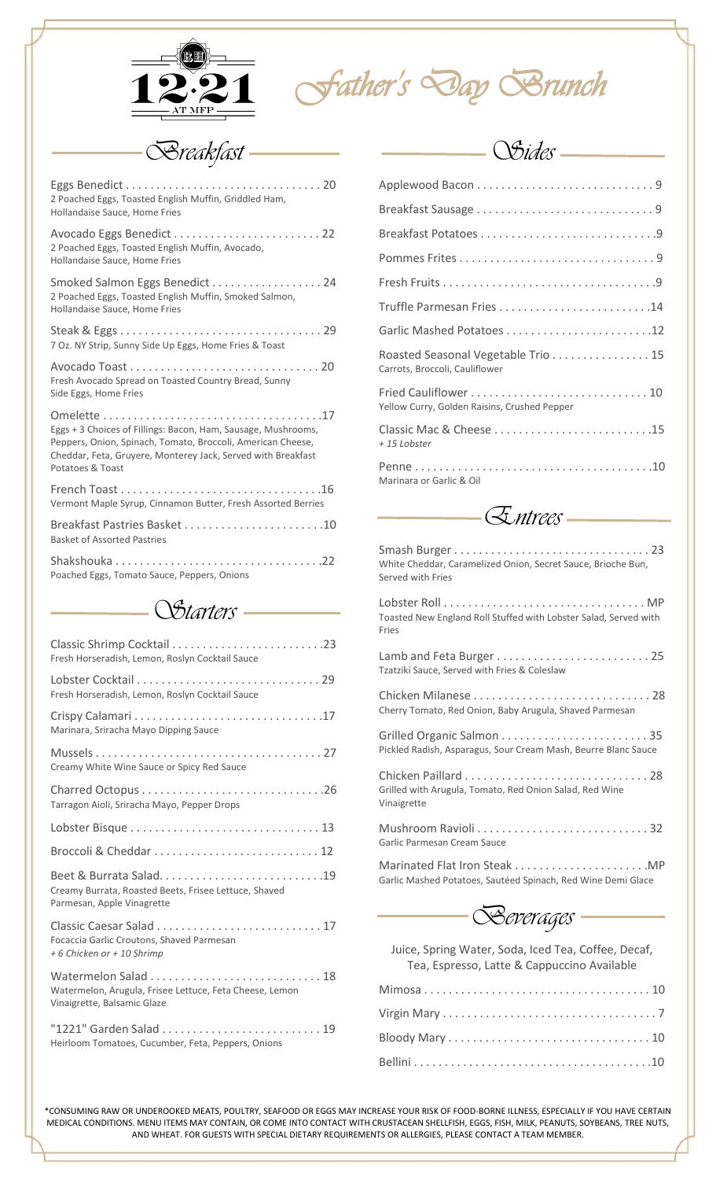# 12:21 AT MFP

# Father's Day Brunch

## Breakfast

**Eggs Benedict** . . . . . . . . . . . . . . . . . . . . . . . . . . . . . . . 20
2 Poached Eggs, Toasted English Muffin, Griddled Ham, Hollandaise Sauce, Home Fries

**Avocado Eggs Benedict** . . . . . . . . . . . . . . . . . . . . . . . 22
2 Poached Eggs, Toasted English Muffin, Avocado, Hollandaise Sauce, Home Fries

**Smoked Salmon Eggs Benedict** . . . . . . . . . . . . . . . . . 24
2 Poached Eggs, Toasted English Muffin, Smoked Salmon, Hollandaise Sauce, Home Fries

**Steak & Eggs** . . . . . . . . . . . . . . . . . . . . . . . . . . . . . . . 29
7 Oz. NY Strip, Sunny Side Up Eggs, Home Fries & Toast

**Avocado Toast** . . . . . . . . . . . . . . . . . . . . . . . . . . . . . . 20
Fresh Avocado Spread on Toasted Country Bread, Sunny Side Eggs, Home Fries

**Omelette** . . . . . . . . . . . . . . . . . . . . . . . . . . . . . . . . . . .17
Eggs + 3 Choices of Fillings: Bacon, Ham, Sausage, Mushrooms, Peppers, Onion, Spinach, Tomato, Broccoli, American Cheese, Cheddar, Feta, Gruyere, Monterey Jack, Served with Breakfast Potatoes & Toast

**French Toast** . . . . . . . . . . . . . . . . . . . . . . . . . . . . . . . .16
Vermont Maple Syrup, Cinnamon Butter, Fresh Assorted Berries

**Breakfast Pastries Basket** . . . . . . . . . . . . . . . . . . . . . .10
Basket of Assorted Pastries

**Shakshouka** . . . . . . . . . . . . . . . . . . . . . . . . . . . . . . . . .22
Poached Eggs, Tomato Sauce, Peppers, Onions

## Starters

**Classic Shrimp Cocktail** . . . . . . . . . . . . . . . . . . . . . . . .23
Fresh Horseradish, Lemon, Roslyn Cocktail Sauce

**Lobster Cocktail** . . . . . . . . . . . . . . . . . . . . . . . . . . . . . 29
Fresh Horseradish, Lemon, Roslyn Cocktail Sauce

**Crispy Calamari** . . . . . . . . . . . . . . . . . . . . . . . . . . . . . .17
Marinara, Sriracha Mayo Dipping Sauce

**Mussels** . . . . . . . . . . . . . . . . . . . . . . . . . . . . . . . . . . . . 27
Creamy White Wine Sauce or Spicy Red Sauce

**Charred Octopus** . . . . . . . . . . . . . . . . . . . . . . . . . . . . .26
Tarragon Aioli, Sriracha Mayo, Pepper Drops

**Lobster Bisque** . . . . . . . . . . . . . . . . . . . . . . . . . . . . . . 13

**Broccoli & Cheddar** . . . . . . . . . . . . . . . . . . . . . . . . . . 12

**Beet & Burrata Salad**. . . . . . . . . . . . . . . . . . . . . . . . . .19
Creamy Burrata, Roasted Beets, Frisee Lettuce, Shaved Parmesan, Apple Vinagrette

**Classic Caesar Salad** . . . . . . . . . . . . . . . . . . . . . . . . . . 17
Focaccia Garlic Croutons, Shaved Parmesan
*+ 6 Chicken or + 10 Shrimp*

**Watermelon Salad** . . . . . . . . . . . . . . . . . . . . . . . . . . . 18
Watermelon, Arugula, Frisee Lettuce, Feta Cheese, Lemon Vinaigrette, Balsamic Glaze

**"1221" Garden Salad** . . . . . . . . . . . . . . . . . . . . . . . . . 19
Heirloom Tomatoes, Cucumber, Feta, Peppers, Onions

## Sides

**Applewood Bacon** . . . . . . . . . . . . . . . . . . . . . . . . . . . . 9

**Breakfast Sausage** . . . . . . . . . . . . . . . . . . . . . . . . . . . . 9

**Breakfast Potatoes** . . . . . . . . . . . . . . . . . . . . . . . . . . . .9

**Pommes Frites** . . . . . . . . . . . . . . . . . . . . . . . . . . . . . . . 9

**Fresh Fruits** . . . . . . . . . . . . . . . . . . . . . . . . . . . . . . . . . .9

**Truffle Parmesan Fries** . . . . . . . . . . . . . . . . . . . . . . . . .14

**Garlic Mashed Potatoes** . . . . . . . . . . . . . . . . . . . . . . . .12

**Roasted Seasonal Vegetable Trio** . . . . . . . . . . . . . . . . 15
Carrots, Broccoli, Cauliflower

**Fried Cauliflower** . . . . . . . . . . . . . . . . . . . . . . . . . . . . . 10
Yellow Curry, Golden Raisins, Crushed Pepper

**Classic Mac & Cheese** . . . . . . . . . . . . . . . . . . . . . . . . . .15
*+ 15 Lobster*

**Penne** . . . . . . . . . . . . . . . . . . . . . . . . . . . . . . . . . . . . . .10
Marinara or Garlic & Oil

## Entrees

**Smash Burger** . . . . . . . . . . . . . . . . . . . . . . . . . . . . . . . 23
White Cheddar, Caramelized Onion, Secret Sauce, Brioche Bun, Served with Fries

**Lobster Roll** . . . . . . . . . . . . . . . . . . . . . . . . . . . . . . . . MP
Toasted New England Roll Stuffed with Lobster Salad, Served with Fries

**Lamb and Feta Burger** . . . . . . . . . . . . . . . . . . . . . . . . . 25
Tzatziki Sauce, Served with Fries & Coleslaw

**Chicken Milanese** . . . . . . . . . . . . . . . . . . . . . . . . . . . . . 28
Cherry Tomato, Red Onion, Baby Arugula, Shaved Parmesan

**Grilled Organic Salmon** . . . . . . . . . . . . . . . . . . . . . . . . 35
Pickled Radish, Asparagus, Sour Cream Mash, Beurre Blanc Sauce

**Chicken Paillard** . . . . . . . . . . . . . . . . . . . . . . . . . . . . . 28
Grilled with Arugula, Tomato, Red Onion Salad, Red Wine Vinaigrette

**Mushroom Ravioli** . . . . . . . . . . . . . . . . . . . . . . . . . . . . 32
Garlic Parmesan Cream Sauce

**Marinated Flat Iron Steak** . . . . . . . . . . . . . . . . . . . . . .MP
Garlic Mashed Potatoes, Sautéed Spinach, Red Wine Demi Glace

## Beverages

Juice, Spring Water, Soda, Iced Tea, Coffee, Decaf, Tea, Espresso, Latte & Cappuccino Available

**Mimosa** . . . . . . . . . . . . . . . . . . . . . . . . . . . . . . . . . . . . 10

**Virgin Mary** . . . . . . . . . . . . . . . . . . . . . . . . . . . . . . . . . . 7

**Bloody Mary** . . . . . . . . . . . . . . . . . . . . . . . . . . . . . . . . 10

**Bellini** . . . . . . . . . . . . . . . . . . . . . . . . . . . . . . . . . . . . . .10

*CONSUMING RAW OR UNDEROOKED MEATS, POULTRY, SEAFOOD OR EGGS MAY INCREASE YOUR RISK OF FOOD-BORNE ILLNESS, ESPECIALLY IF YOU HAVE CERTAIN MEDICAL CONDITIONS. MENU ITEMS MAY CONTAIN, OR COME INTO CONTACT WITH CRUSTACEAN SHELLFISH, EGGS, FISH, MILK, PEANUTS, SOYBEANS, TREE NUTS, AND WHEAT. FOR GUESTS WITH SPECIAL DIETARY REQUIREMENTS OR ALLERGIES, PLEASE CONTACT A TEAM MEMBER.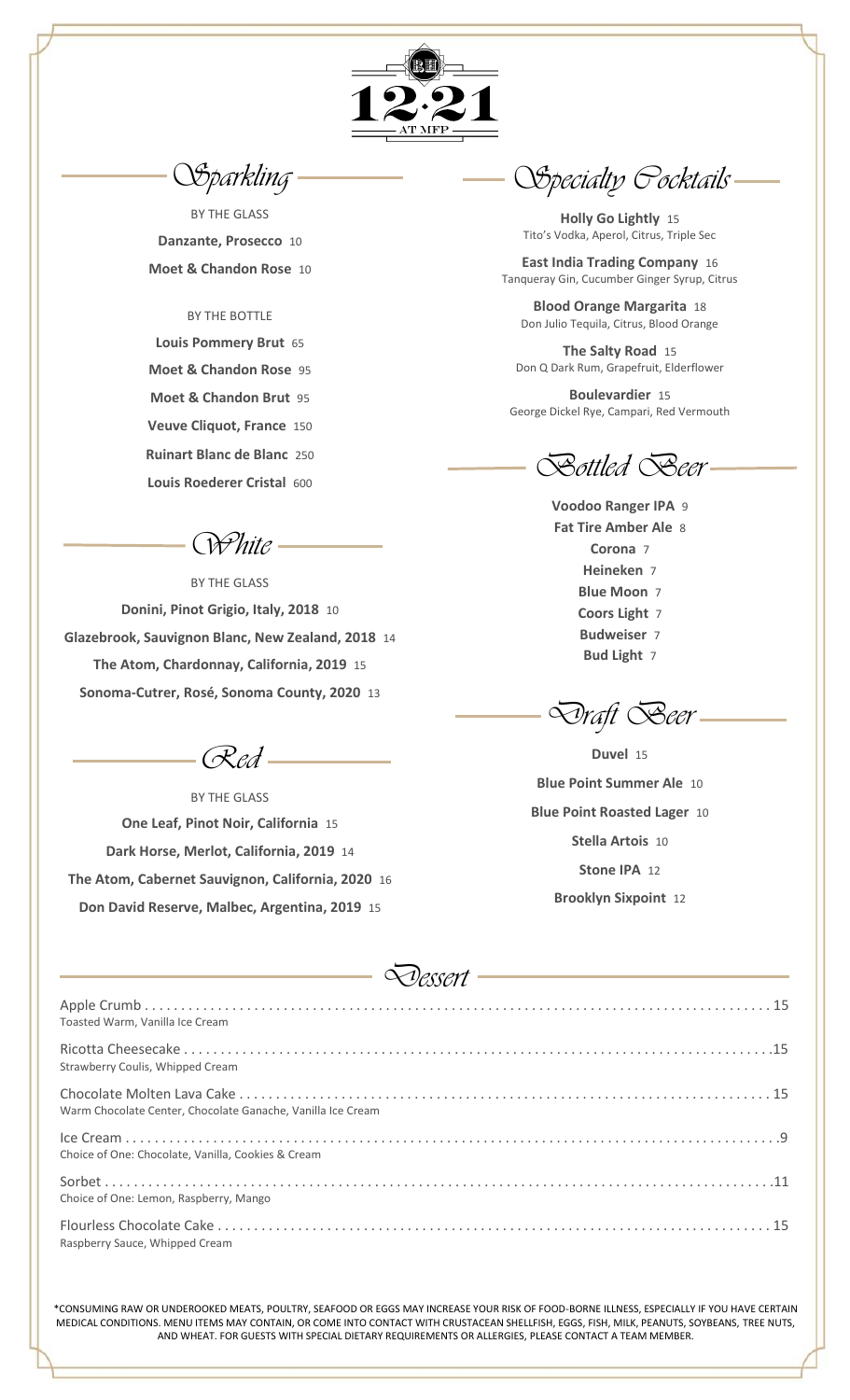12:21 AT MFP

## Sparkling

BY THE GLASS

**Danzante, Prosecco** 10

**Moet & Chandon Rose** 10

BY THE BOTTLE

**Louis Pommery Brut** 65

**Moet & Chandon Rose** 95

**Moet & Chandon Brut** 95

**Veuve Cliquot, France** 150

**Ruinart Blanc de Blanc** 250

**Louis Roederer Cristal** 600

## White

BY THE GLASS

**Donini, Pinot Grigio, Italy, 2018** 10

**Glazebrook, Sauvignon Blanc, New Zealand, 2018** 14

**The Atom, Chardonnay, California, 2019** 15

**Sonoma-Cutrer, Rosé, Sonoma County, 2020** 13

## Red

BY THE GLASS

**One Leaf, Pinot Noir, California** 15

**Dark Horse, Merlot, California, 2019** 14

**The Atom, Cabernet Sauvignon, California, 2020** 16

**Don David Reserve, Malbec, Argentina, 2019** 15

## Specialty Cocktails

**Holly Go Lightly** 15
Tito's Vodka, Aperol, Citrus, Triple Sec

**East India Trading Company** 16
Tanqueray Gin, Cucumber Ginger Syrup, Citrus

**Blood Orange Margarita** 18
Don Julio Tequila, Citrus, Blood Orange

**The Salty Road** 15
Don Q Dark Rum, Grapefruit, Elderflower

**Boulevardier** 15
George Dickel Rye, Campari, Red Vermouth

## Bottled Beer

**Voodoo Ranger IPA** 9

**Fat Tire Amber Ale** 8

**Corona** 7

**Heineken** 7

**Blue Moon** 7

**Coors Light** 7

**Budweiser** 7

**Bud Light** 7

## Draft Beer

**Duvel** 15

**Blue Point Summer Ale** 10

**Blue Point Roasted Lager** 10

**Stella Artois** 10

**Stone IPA** 12

**Brooklyn Sixpoint** 12

## Dessert

Apple Crumb . . . . . 15
Toasted Warm, Vanilla Ice Cream

Ricotta Cheesecake . . . . . 15
Strawberry Coulis, Whipped Cream

Chocolate Molten Lava Cake . . . . . 15
Warm Chocolate Center, Chocolate Ganache, Vanilla Ice Cream

Ice Cream . . . . . 9
Choice of One: Chocolate, Vanilla, Cookies & Cream

Sorbet . . . . . 11
Choice of One: Lemon, Raspberry, Mango

Flourless Chocolate Cake . . . . . 15
Raspberry Sauce, Whipped Cream

*CONSUMING RAW OR UNDEROOKED MEATS, POULTRY, SEAFOOD OR EGGS MAY INCREASE YOUR RISK OF FOOD-BORNE ILLNESS, ESPECIALLY IF YOU HAVE CERTAIN MEDICAL CONDITIONS. MENU ITEMS MAY CONTAIN, OR COME INTO CONTACT WITH CRUSTACEAN SHELLFISH, EGGS, FISH, MILK, PEANUTS, SOYBEANS, TREE NUTS, AND WHEAT. FOR GUESTS WITH SPECIAL DIETARY REQUIREMENTS OR ALLERGIES, PLEASE CONTACT A TEAM MEMBER.